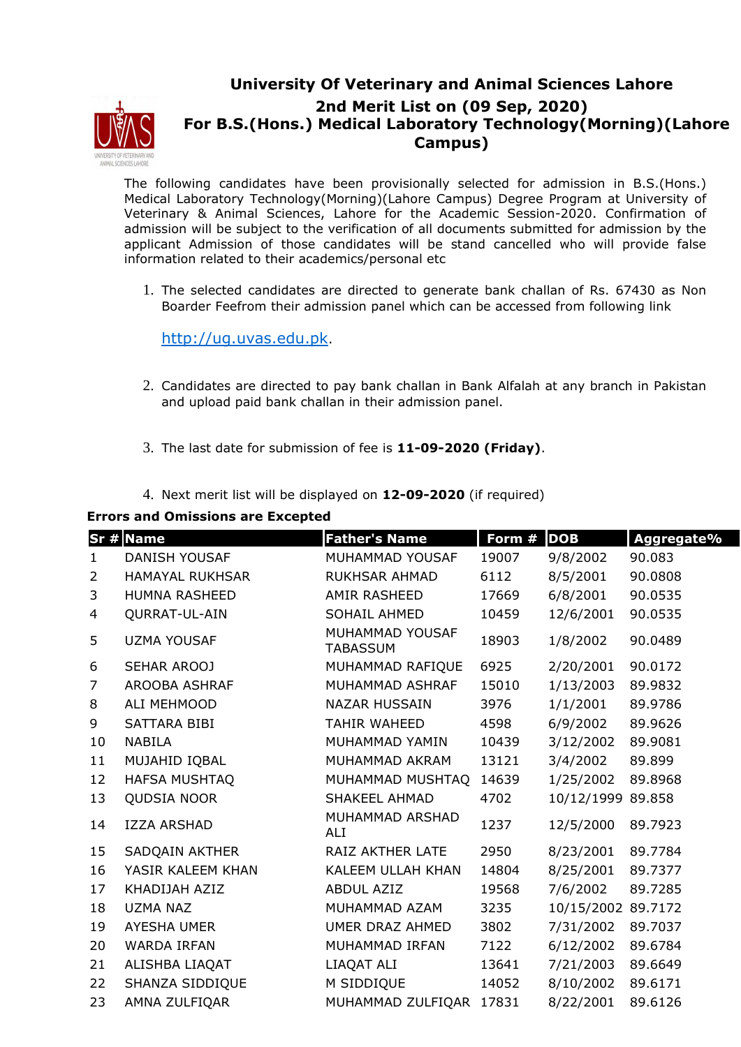# University Of Veterinary and Animal Sciences Lahore

## 2nd Merit List on (09 Sep, 2020)

## For B.S.(Hons.) Medical Laboratory Technology(Morning)(Lahore Campus)

The following candidates have been provisionally selected for admission in B.S.(Hons.) Medical Laboratory Technology(Morning)(Lahore Campus) Degree Program at University of Veterinary & Animal Sciences, Lahore for the Academic Session-2020. Confirmation of admission will be subject to the verification of all documents submitted for admission by the applicant Admission of those candidates will be stand cancelled who will provide false information related to their academics/personal etc

1. The selected candidates are directed to generate bank challan of Rs. 67430 as Non Boarder Feefrom their admission panel which can be accessed from following link

   http://ug.uvas.edu.pk.

2. Candidates are directed to pay bank challan in Bank Alfalah at any branch in Pakistan and upload paid bank challan in their admission panel.

3. The last date for submission of fee is **11-09-2020 (Friday)**.

4. Next merit list will be displayed on **12-09-2020** (if required)

**Errors and Omissions are Excepted**

| Sr # | Name | Father's Name | Form # | DOB | Aggregate% |
|---|---|---|---|---|---|
| 1 | DANISH YOUSAF | MUHAMMAD YOUSAF | 19007 | 9/8/2002 | 90.083 |
| 2 | HAMAYAL RUKHSAR | RUKHSAR AHMAD | 6112 | 8/5/2001 | 90.0808 |
| 3 | HUMNA RASHEED | AMIR RASHEED | 17669 | 6/8/2001 | 90.0535 |
| 4 | QURRAT-UL-AIN | SOHAIL AHMED | 10459 | 12/6/2001 | 90.0535 |
| 5 | UZMA YOUSAF | MUHAMMAD YOUSAF TABASSUM | 18903 | 1/8/2002 | 90.0489 |
| 6 | SEHAR AROOJ | MUHAMMAD RAFIQUE | 6925 | 2/20/2001 | 90.0172 |
| 7 | AROOBA ASHRAF | MUHAMMAD ASHRAF | 15010 | 1/13/2003 | 89.9832 |
| 8 | ALI MEHMOOD | NAZAR HUSSAIN | 3976 | 1/1/2001 | 89.9786 |
| 9 | SATTARA BIBI | TAHIR WAHEED | 4598 | 6/9/2002 | 89.9626 |
| 10 | NABILA | MUHAMMAD YAMIN | 10439 | 3/12/2002 | 89.9081 |
| 11 | MUJAHID IQBAL | MUHAMMAD AKRAM | 13121 | 3/4/2002 | 89.899 |
| 12 | HAFSA MUSHTAQ | MUHAMMAD MUSHTAQ | 14639 | 1/25/2002 | 89.8968 |
| 13 | QUDSIA NOOR | SHAKEEL AHMAD | 4702 | 10/12/1999 | 89.858 |
| 14 | IZZA ARSHAD | MUHAMMAD ARSHAD ALI | 1237 | 12/5/2000 | 89.7923 |
| 15 | SADQAIN AKTHER | RAIZ AKTHER LATE | 2950 | 8/23/2001 | 89.7784 |
| 16 | YASIR KALEEM KHAN | KALEEM ULLAH KHAN | 14804 | 8/25/2001 | 89.7377 |
| 17 | KHADIJAH AZIZ | ABDUL AZIZ | 19568 | 7/6/2002 | 89.7285 |
| 18 | UZMA NAZ | MUHAMMAD AZAM | 3235 | 10/15/2002 | 89.7172 |
| 19 | AYESHA UMER | UMER DRAZ AHMED | 3802 | 7/31/2002 | 89.7037 |
| 20 | WARDA IRFAN | MUHAMMAD IRFAN | 7122 | 6/12/2002 | 89.6784 |
| 21 | ALISHBA LIAQAT | LIAQAT ALI | 13641 | 7/21/2003 | 89.6649 |
| 22 | SHANZA SIDDIQUE | M SIDDIQUE | 14052 | 8/10/2002 | 89.6171 |
| 23 | AMNA ZULFIQAR | MUHAMMAD ZULFIQAR | 17831 | 8/22/2001 | 89.6126 |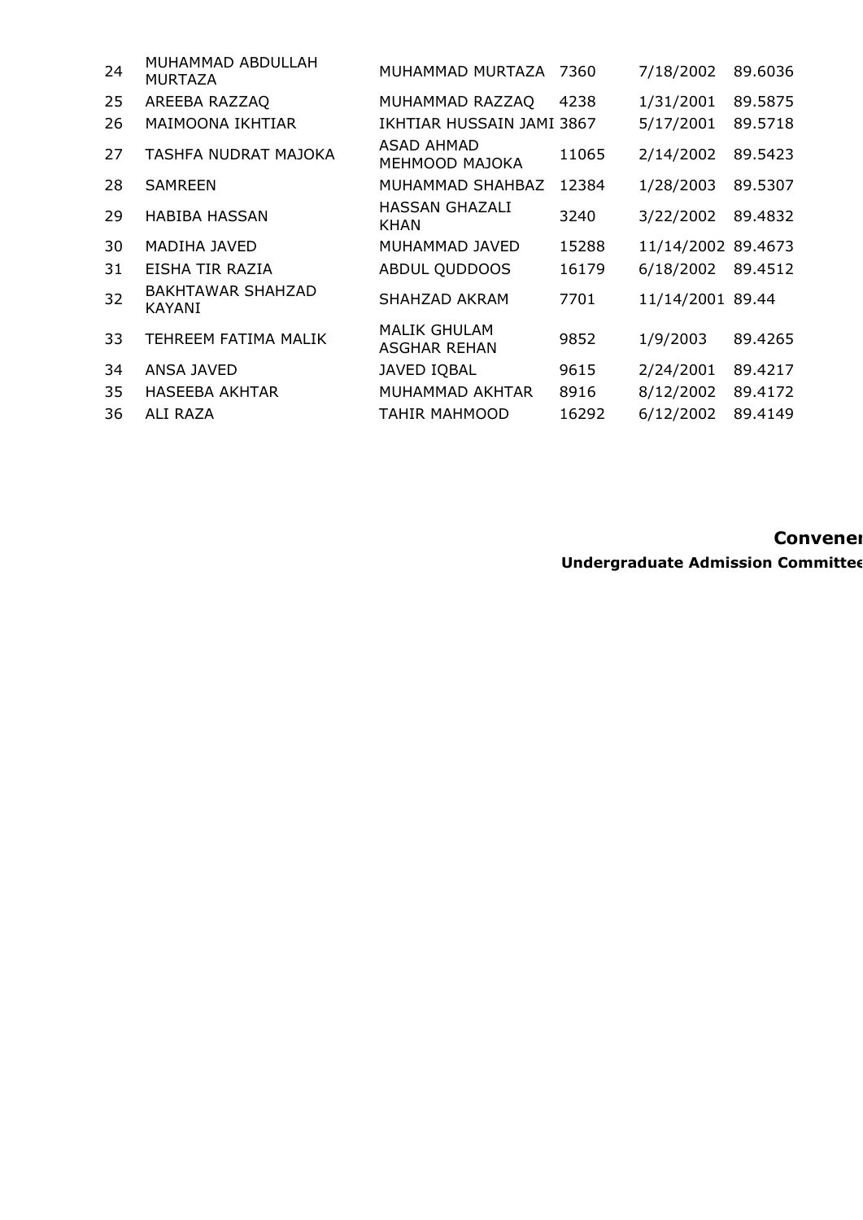| | | | | | |
|---|---|---|---|---|---|
| 24 | MUHAMMAD ABDULLAH MURTAZA | MUHAMMAD MURTAZA | 7360 | 7/18/2002 | 89.6036 |
| 25 | AREEBA RAZZAQ | MUHAMMAD RAZZAQ | 4238 | 1/31/2001 | 89.5875 |
| 26 | MAIMOONA IKHTIAR | IKHTIAR HUSSAIN JAMI | 3867 | 5/17/2001 | 89.5718 |
| 27 | TASHFA NUDRAT MAJOKA | ASAD AHMAD MEHMOOD MAJOKA | 11065 | 2/14/2002 | 89.5423 |
| 28 | SAMREEN | MUHAMMAD SHAHBAZ | 12384 | 1/28/2003 | 89.5307 |
| 29 | HABIBA HASSAN | HASSAN GHAZALI KHAN | 3240 | 3/22/2002 | 89.4832 |
| 30 | MADIHA JAVED | MUHAMMAD JAVED | 15288 | 11/14/2002 | 89.4673 |
| 31 | EISHA TIR RAZIA | ABDUL QUDDOOS | 16179 | 6/18/2002 | 89.4512 |
| 32 | BAKHTAWAR SHAHZAD KAYANI | SHAHZAD AKRAM | 7701 | 11/14/2001 | 89.44 |
| 33 | TEHREEM FATIMA MALIK | MALIK GHULAM ASGHAR REHAN | 9852 | 1/9/2003 | 89.4265 |
| 34 | ANSA JAVED | JAVED IQBAL | 9615 | 2/24/2001 | 89.4217 |
| 35 | HASEEBA AKHTAR | MUHAMMAD AKHTAR | 8916 | 8/12/2002 | 89.4172 |
| 36 | ALI RAZA | TAHIR MAHMOOD | 16292 | 6/12/2002 | 89.4149 |

**Convener**

**Undergraduate Admission Committee**